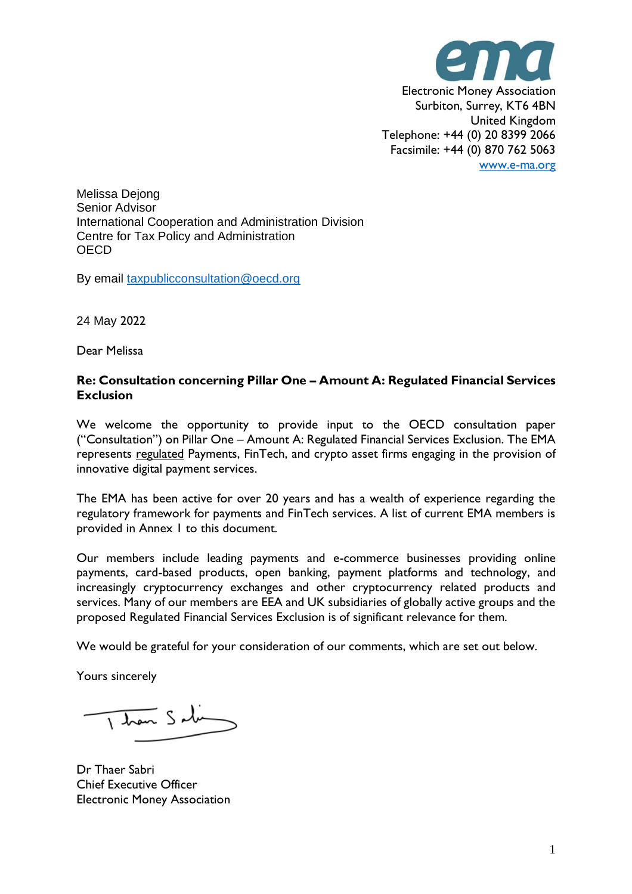Electronic Money Association
Surbiton, Surrey, KT6 4BN
United Kingdom
Telephone: +44 (0) 20 8399 2066
Facsimile: +44 (0) 870 762 5063
www.e-ma.org

Melissa Dejong
Senior Advisor
International Cooperation and Administration Division
Centre for Tax Policy and Administration
OECD

By email taxpublicconsultation@oecd.org

24 May 2022

Dear Melissa

**Re: Consultation concerning Pillar One – Amount A: Regulated Financial Services Exclusion**

We welcome the opportunity to provide input to the OECD consultation paper ("Consultation") on Pillar One – Amount A: Regulated Financial Services Exclusion. The EMA represents regulated Payments, FinTech, and crypto asset firms engaging in the provision of innovative digital payment services.

The EMA has been active for over 20 years and has a wealth of experience regarding the regulatory framework for payments and FinTech services. A list of current EMA members is provided in Annex I to this document.

Our members include leading payments and e-commerce businesses providing online payments, card-based products, open banking, payment platforms and technology, and increasingly cryptocurrency exchanges and other cryptocurrency related products and services. Many of our members are EEA and UK subsidiaries of globally active groups and the proposed Regulated Financial Services Exclusion is of significant relevance for them.

We would be grateful for your consideration of our comments, which are set out below.

Yours sincerely

Dr Thaer Sabri
Chief Executive Officer
Electronic Money Association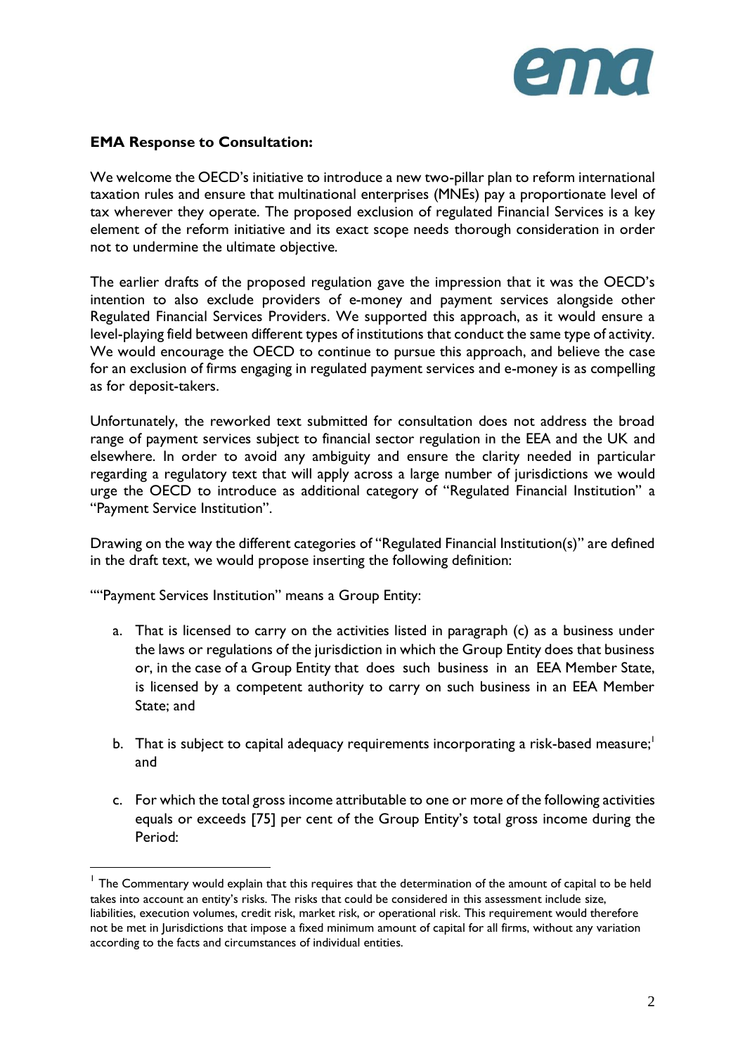**EMA Response to Consultation:**

We welcome the OECD's initiative to introduce a new two-pillar plan to reform international taxation rules and ensure that multinational enterprises (MNEs) pay a proportionate level of tax wherever they operate. The proposed exclusion of regulated Financial Services is a key element of the reform initiative and its exact scope needs thorough consideration in order not to undermine the ultimate objective.

The earlier drafts of the proposed regulation gave the impression that it was the OECD's intention to also exclude providers of e-money and payment services alongside other Regulated Financial Services Providers. We supported this approach, as it would ensure a level-playing field between different types of institutions that conduct the same type of activity. We would encourage the OECD to continue to pursue this approach, and believe the case for an exclusion of firms engaging in regulated payment services and e-money is as compelling as for deposit-takers.

Unfortunately, the reworked text submitted for consultation does not address the broad range of payment services subject to financial sector regulation in the EEA and the UK and elsewhere. In order to avoid any ambiguity and ensure the clarity needed in particular regarding a regulatory text that will apply across a large number of jurisdictions we would urge the OECD to introduce as additional category of "Regulated Financial Institution" a "Payment Service Institution".

Drawing on the way the different categories of "Regulated Financial Institution(s)" are defined in the draft text, we would propose inserting the following definition:

""Payment Services Institution" means a Group Entity:

a. That is licensed to carry on the activities listed in paragraph (c) as a business under the laws or regulations of the jurisdiction in which the Group Entity does that business or, in the case of a Group Entity that does such business in an EEA Member State, is licensed by a competent authority to carry on such business in an EEA Member State; and

b. That is subject to capital adequacy requirements incorporating a risk-based measure;[1] and

c. For which the total gross income attributable to one or more of the following activities equals or exceeds [75] per cent of the Group Entity's total gross income during the Period:

---

[1] The Commentary would explain that this requires that the determination of the amount of capital to be held takes into account an entity's risks. The risks that could be considered in this assessment include size, liabilities, execution volumes, credit risk, market risk, or operational risk. This requirement would therefore not be met in Jurisdictions that impose a fixed minimum amount of capital for all firms, without any variation according to the facts and circumstances of individual entities.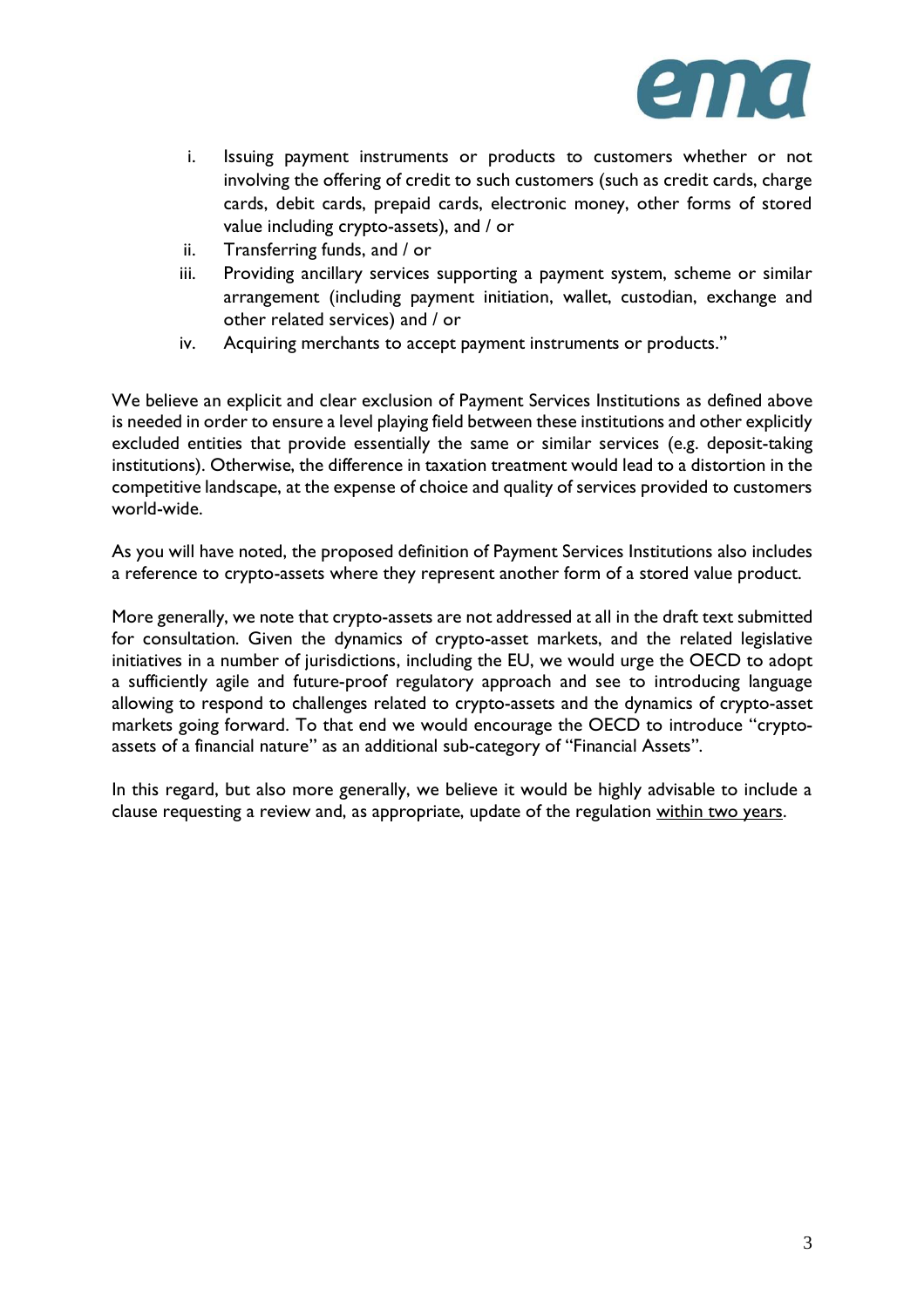i. Issuing payment instruments or products to customers whether or not involving the offering of credit to such customers (such as credit cards, charge cards, debit cards, prepaid cards, electronic money, other forms of stored value including crypto-assets), and / or
ii. Transferring funds, and / or
iii. Providing ancillary services supporting a payment system, scheme or similar arrangement (including payment initiation, wallet, custodian, exchange and other related services) and / or
iv. Acquiring merchants to accept payment instruments or products."

We believe an explicit and clear exclusion of Payment Services Institutions as defined above is needed in order to ensure a level playing field between these institutions and other explicitly excluded entities that provide essentially the same or similar services (e.g. deposit-taking institutions). Otherwise, the difference in taxation treatment would lead to a distortion in the competitive landscape, at the expense of choice and quality of services provided to customers world-wide.

As you will have noted, the proposed definition of Payment Services Institutions also includes a reference to crypto-assets where they represent another form of a stored value product.

More generally, we note that crypto-assets are not addressed at all in the draft text submitted for consultation. Given the dynamics of crypto-asset markets, and the related legislative initiatives in a number of jurisdictions, including the EU, we would urge the OECD to adopt a sufficiently agile and future-proof regulatory approach and see to introducing language allowing to respond to challenges related to crypto-assets and the dynamics of crypto-asset markets going forward. To that end we would encourage the OECD to introduce "crypto-assets of a financial nature" as an additional sub-category of "Financial Assets".

In this regard, but also more generally, we believe it would be highly advisable to include a clause requesting a review and, as appropriate, update of the regulation <u>within two years</u>.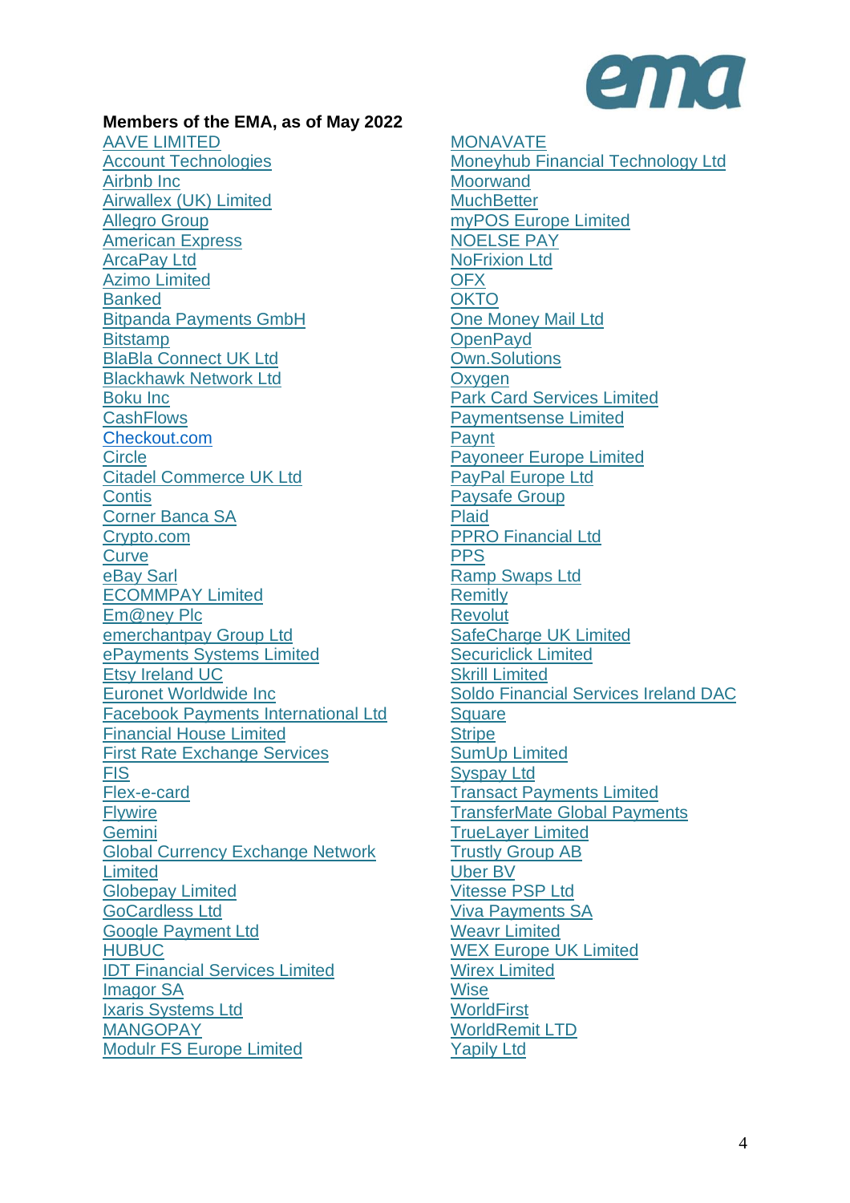**Members of the EMA, as of May 2022**

- AAVE LIMITED
- Account Technologies
- Airbnb Inc
- Airwallex (UK) Limited
- Allegro Group
- American Express
- ArcaPay Ltd
- Azimo Limited
- Banked
- Bitpanda Payments GmbH
- Bitstamp
- BlaBla Connect UK Ltd
- Blackhawk Network Ltd
- Boku Inc
- CashFlows
- Checkout.com
- Circle
- Citadel Commerce UK Ltd
- Contis
- Corner Banca SA
- Crypto.com
- Curve
- eBay Sarl
- ECOMMPAY Limited
- Em@ney Plc
- emerchantpay Group Ltd
- ePayments Systems Limited
- Etsy Ireland UC
- Euronet Worldwide Inc
- Facebook Payments International Ltd
- Financial House Limited
- First Rate Exchange Services
- FIS
- Flex-e-card
- Flywire
- Gemini
- Global Currency Exchange Network Limited
- Globepay Limited
- GoCardless Ltd
- Google Payment Ltd
- HUBUC
- IDT Financial Services Limited
- Imagor SA
- Ixaris Systems Ltd
- MANGOPAY
- Modulr FS Europe Limited
- MONAVATE
- Moneyhub Financial Technology Ltd
- Moorwand
- MuchBetter
- myPOS Europe Limited
- NOELSE PAY
- NoFrixion Ltd
- OFX
- OKTO
- One Money Mail Ltd
- OpenPayd
- Own.Solutions
- Oxygen
- Park Card Services Limited
- Paymentsense Limited
- Paynt
- Payoneer Europe Limited
- PayPal Europe Ltd
- Paysafe Group
- Plaid
- PPRO Financial Ltd
- PPS
- Ramp Swaps Ltd
- Remitly
- Revolut
- SafeCharge UK Limited
- Securiclick Limited
- Skrill Limited
- Soldo Financial Services Ireland DAC
- Square
- Stripe
- SumUp Limited
- Syspay Ltd
- Transact Payments Limited
- TransferMate Global Payments
- TrueLayer Limited
- Trustly Group AB
- Uber BV
- Vitesse PSP Ltd
- Viva Payments SA
- Weavr Limited
- WEX Europe UK Limited
- Wirex Limited
- Wise
- WorldFirst
- WorldRemit LTD
- Yapily Ltd